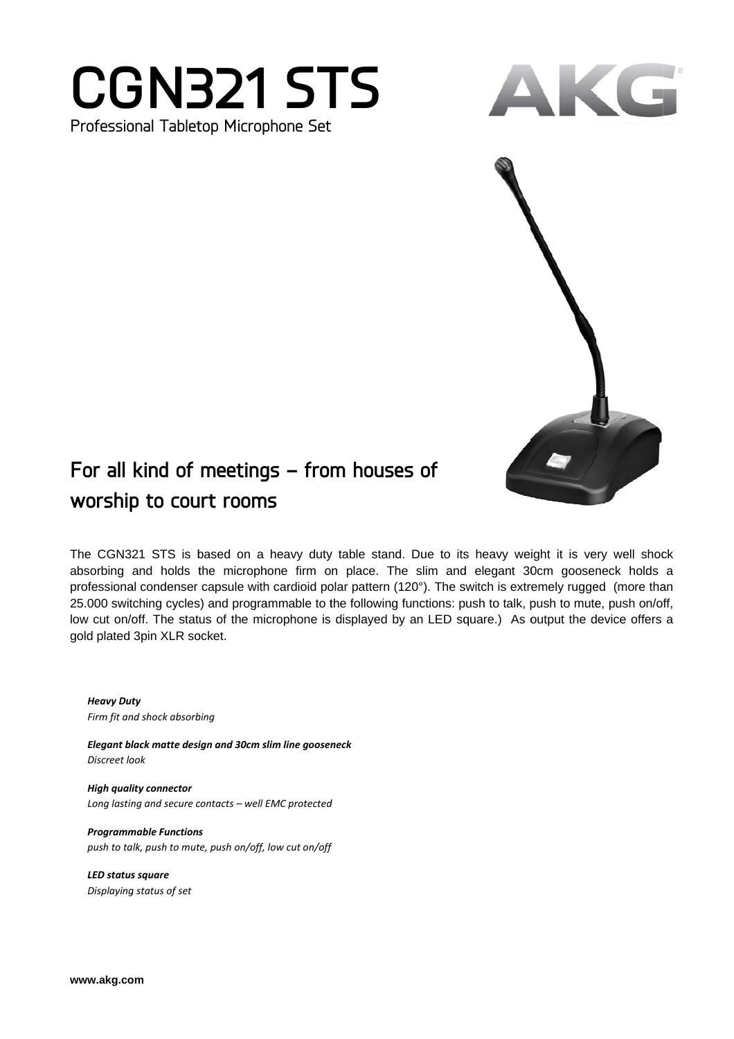# CGN321 STS

Professional Tabletop Microphone Set

AKG

## For all kind of meetings – from houses of worship to court rooms

The CGN321 STS is based on a heavy duty table stand. Due to its heavy weight it is very well shock absorbing and holds the microphone firm on place. The slim and elegant 30cm gooseneck holds a professional condenser capsule with cardioid polar pattern (120°). The switch is extremely rugged (more than 25.000 switching cycles) and programmable to the following functions: push to talk, push to mute, push on/off, low cut on/off. The status of the microphone is displayed by an LED square.) As output the device offers a gold plated 3pin XLR socket.

***Heavy Duty***
*Firm fit and shock absorbing*

***Elegant black matte design and 30cm slim line gooseneck***
*Discreet look*

***High quality connector***
*Long lasting and secure contacts – well EMC protected*

***Programmable Functions***
*push to talk, push to mute, push on/off, low cut on/off*

***LED status square***
*Displaying status of set*

**www.akg.com**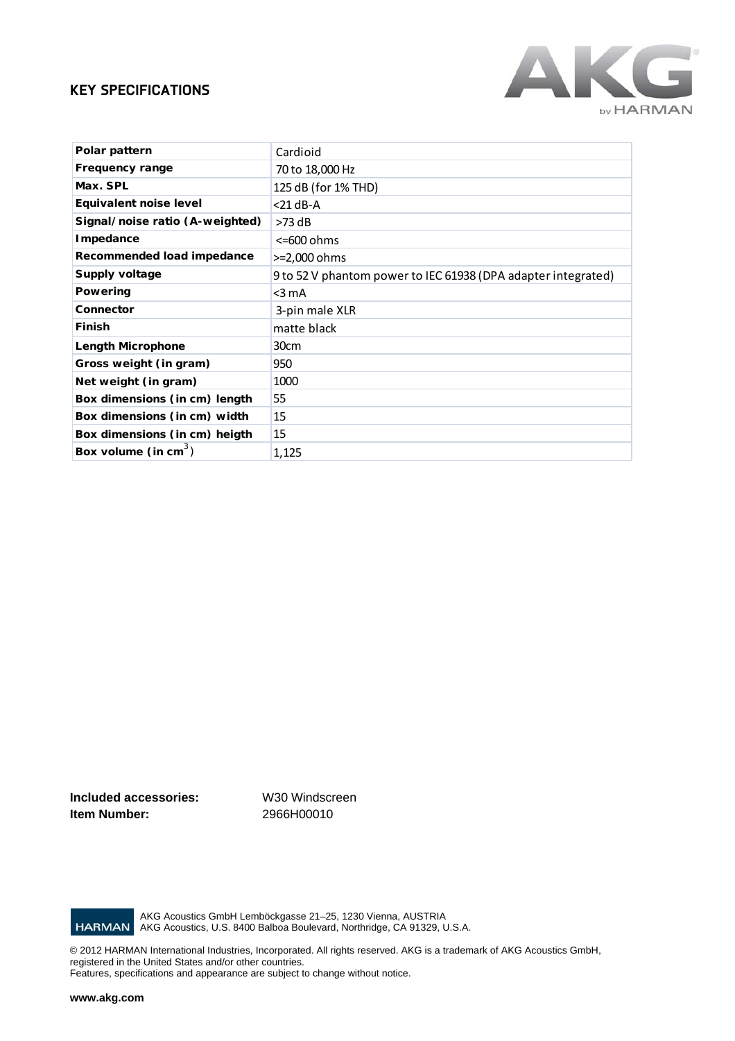## KEY SPECIFICATIONS

| | |
|---|---|
| **Polar pattern** | Cardioid |
| **Frequency range** | 70 to 18,000 Hz |
| **Max. SPL** | 125 dB (for 1% THD) |
| **Equivalent noise level** | <21 dB-A |
| **Signal/noise ratio (A-weighted)** | >73 dB |
| **Impedance** | <=600 ohms |
| **Recommended load impedance** | >=2,000 ohms |
| **Supply voltage** | 9 to 52 V phantom power to IEC 61938 (DPA adapter integrated) |
| **Powering** | <3 mA |
| **Connector** | 3-pin male XLR |
| **Finish** | matte black |
| **Length Microphone** | 30cm |
| **Gross weight (in gram)** | 950 |
| **Net weight (in gram)** | 1000 |
| **Box dimensions (in cm) length** | 55 |
| **Box dimensions (in cm) width** | 15 |
| **Box dimensions (in cm) heigth** | 15 |
| **Box volume (in $cm^3$)** | 1,125 |

**Included accessories:** W30 Windscreen
**Item Number:** 2966H00010

AKG Acoustics GmbH Lemböckgasse 21–25, 1230 Vienna, AUSTRIA
AKG Acoustics, U.S. 8400 Balboa Boulevard, Northridge, CA 91329, U.S.A.

© 2012 HARMAN International Industries, Incorporated. All rights reserved. AKG is a trademark of AKG Acoustics GmbH, registered in the United States and/or other countries.
Features, specifications and appearance are subject to change without notice.

**www.akg.com**